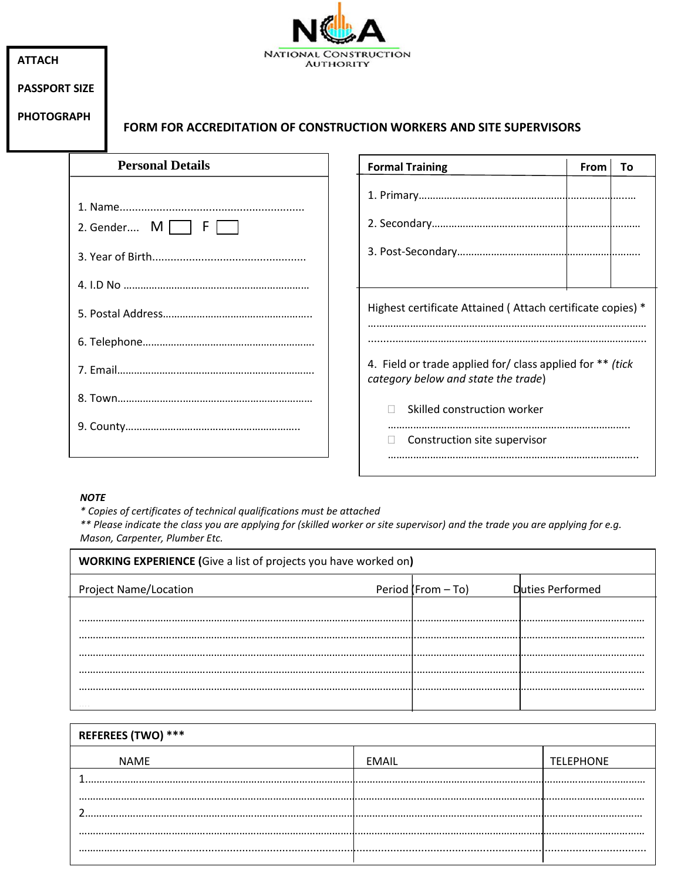NATIONAL CONSTRUCTION AUTHORITY

**ATTACH PASSPORT SIZE PHOTOGRAPH**

# FORM FOR ACCREDITATION OF CONSTRUCTION WORKERS AND SITE SUPERVISORS

## Personal Details

1. Name............................................................
2. Gender.... M [ ] F [ ]
3. Year of Birth..................................................
4. I.D No ..................................................................
5. Postal Address....................................................
6. Telephone.............................................................
7. Email.....................................................................
8. Town.....................................................................
9. County...............................................................

| Formal Training | From | To |
|---|---|---|
| 1. Primary.......................................................................... | | |
| 2. Secondary........................................................................ | | |
| 3. Post-Secondary................................................................. | | |

Highest certificate Attained ( Attach certificate copies) *
.................................................................................................
.................................................................................................

4. Field or trade applied for/ class applied for ** *(tick category below and state the trade)*

- ☐ Skilled construction worker
  ....................................................................................
- ☐ Construction site supervisor
  ....................................................................................

***NOTE***
*\* Copies of certificates of technical qualifications must be attached*
*\*\* Please indicate the class you are applying for (skilled worker or site supervisor) and the trade you are applying for e.g. Mason, Carpenter, Plumber Etc.*

**WORKING EXPERIENCE (**Give a list of projects you have worked on**)**

| Project Name/Location | Period (From – To) | Duties Performed |
|---|---|---|
| ..................................................................... | ..................................... | ..................................... |
| ..................................................................... | ..................................... | ..................................... |
| ..................................................................... | ..................................... | ..................................... |
| ..................................................................... | ..................................... | ..................................... |
| ..................................................................... | ..................................... | ..................................... |

**REFEREES (TWO) \*\*\***

| NAME | EMAIL | TELEPHONE |
|---|---|---|
| 1................................................................ | ..................................................... | ..................................... |
| ................................................................ | ..................................................... | ..................................... |
| 2................................................................ | ..................................................... | ..................................... |
| ................................................................ | ..................................................... | ..................................... |
| ................................................................ | ..................................................... | ..................................... |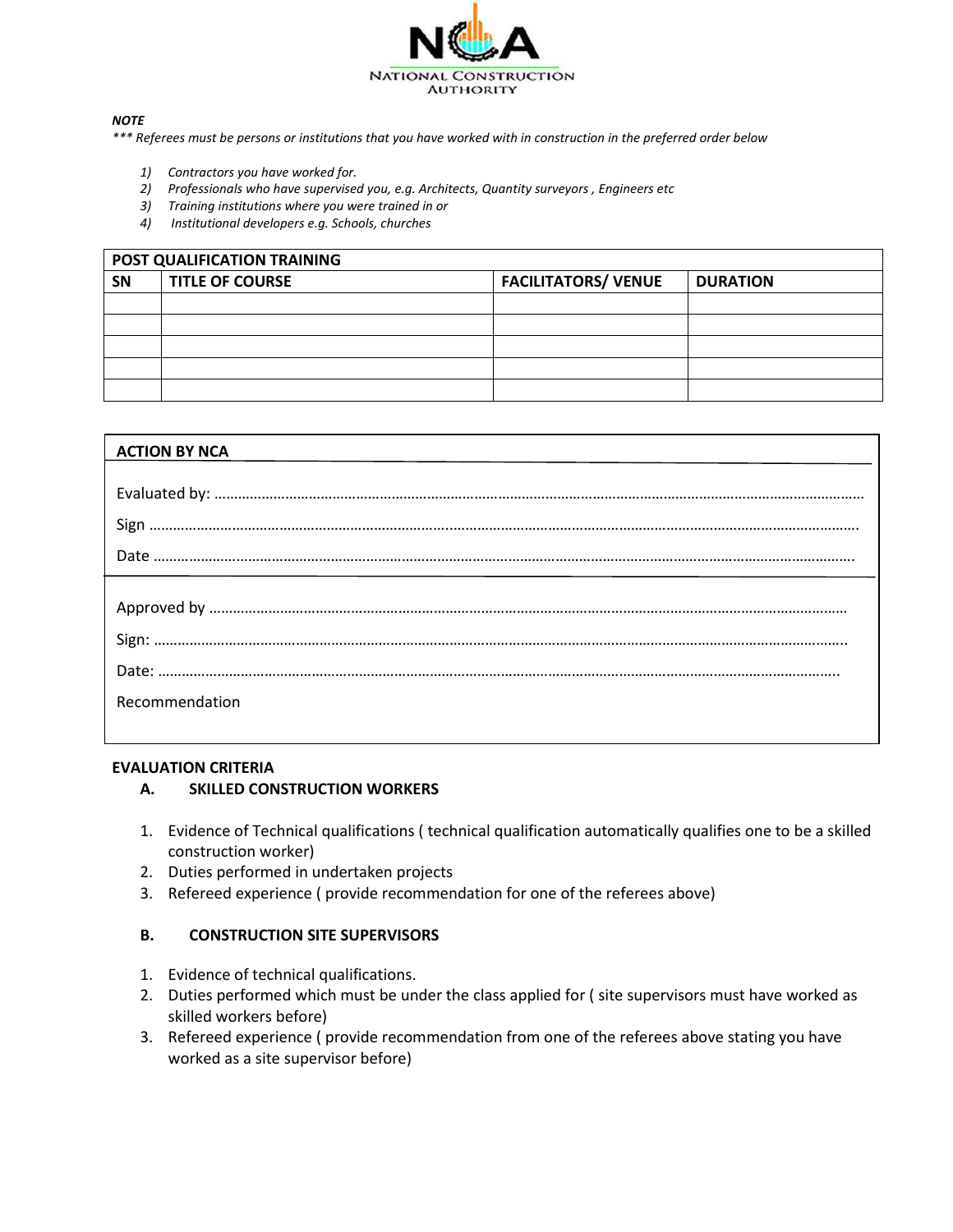***NOTE***

****** Referees must be persons or institutions that you have worked with in construction in the preferred order below*

1) *Contractors you have worked for.*
2) *Professionals who have supervised you, e.g. Architects, Quantity surveyors , Engineers etc*
3) *Training institutions where you were trained in or*
4) *Institutional developers e.g. Schools, churches*

| **POST QUALIFICATION TRAINING** | | | |
|---|---|---|---|
| **SN** | **TITLE OF COURSE** | **FACILITATORS/ VENUE** | **DURATION** |
| | | | |
| | | | |
| | | | |
| | | | |
| | | | |

**ACTION BY NCA**

Evaluated by: …………………………………………………………………………………………………………………………………………………

Sign ……………………………………………………………………………………………………………………………………………………………

Date ……………………………………………………………………………………………………………………………………………………………

Approved by ……………………………………………………………………………………………………………………………………………

Sign: …………………………………………………………………………………………………………………………………………………………..

Date: ………………………………………………………………………………………………………………………………………………………..

Recommendation

**EVALUATION CRITERIA**

**A. SKILLED CONSTRUCTION WORKERS**

1. Evidence of Technical qualifications ( technical qualification automatically qualifies one to be a skilled construction worker)
2. Duties performed in undertaken projects
3. Refereed experience ( provide recommendation for one of the referees above)

**B. CONSTRUCTION SITE SUPERVISORS**

1. Evidence of technical qualifications.
2. Duties performed which must be under the class applied for ( site supervisors must have worked as skilled workers before)
3. Refereed experience ( provide recommendation from one of the referees above stating you have worked as a site supervisor before)